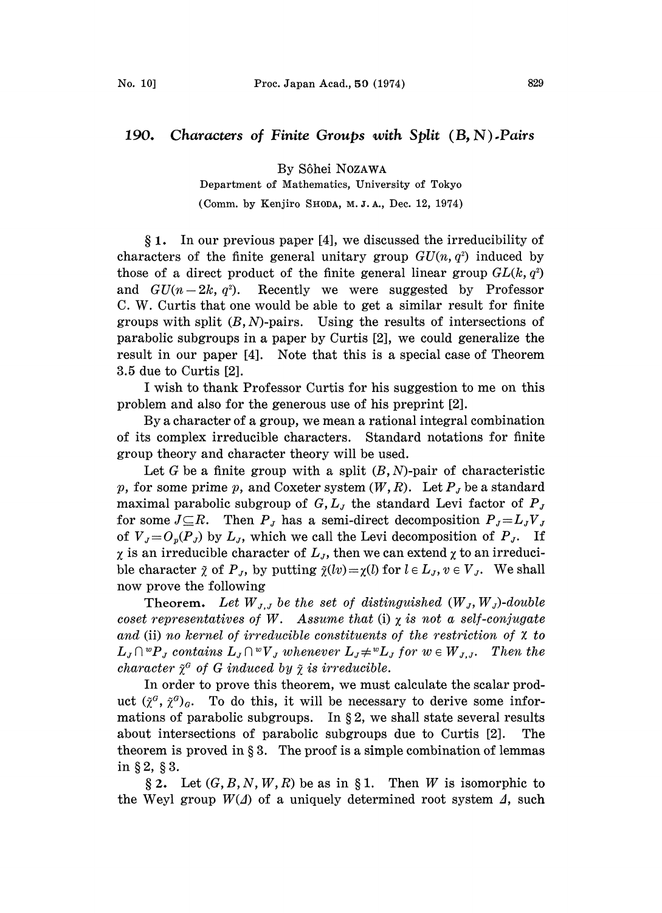# 190. *Characters of Finite Groups with Split* $(B, N)$*-Pairs*

By Sôhei NOZAWA

Department of Mathematics, University of Tokyo

(Comm. by Kenjiro SHODA, M. J. A., Dec. 12, 1974)

§ 1. In our previous paper [4], we discussed the irreducibility of characters of the finite general unitary group $GU(n, q^2)$ induced by those of a direct product of the finite general linear group $GL(k, q^2)$ and $GU(n-2k, q^2)$. Recently we were suggested by Professor C. W. Curtis that one would be able to get a similar result for finite groups with split $(B, N)$-pairs. Using the results of intersections of parabolic subgroups in a paper by Curtis [2], we could generalize the result in our paper [4]. Note that this is a special case of Theorem 3.5 due to Curtis [2].

I wish to thank Professor Curtis for his suggestion to me on this problem and also for the generous use of his preprint [2].

By a character of a group, we mean a rational integral combination of its complex irreducible characters. Standard notations for finite group theory and character theory will be used.

Let $G$ be a finite group with a split $(B, N)$-pair of characteristic $p$, for some prime $p$, and Coxeter system $(W, R)$. Let $P_J$ be a standard maximal parabolic subgroup of $G$, $L_J$ the standard Levi factor of $P_J$ for some $J \subseteq R$. Then $P_J$ has a semi-direct decomposition $P_J = L_J V_J$ of $V_J = O_p(P_J)$ by $L_J$, which we call the Levi decomposition of $P_J$. If $\chi$ is an irreducible character of $L_J$, then we can extend $\chi$ to an irreducible character $\tilde{\chi}$ of $P_J$, by putting $\tilde{\chi}(lv) = \chi(l)$ for $l \in L_J, v \in V_J$. We shall now prove the following

**Theorem.** *Let $W_{J,J}$ be the set of distinguished $(W_J, W_J)$-double coset representatives of $W$. Assume that* (i) *$\chi$ is not a self-conjugate and* (ii) *no kernel of irreducible constituents of the restriction of $\chi$ to $L_J \cap {}^wP_J$ contains $L_J \cap {}^wV_J$ whenever $L_J \neq {}^wL_J$ for $w \in W_{J,J}$. Then the character $\tilde{\chi}^G$ of $G$ induced by $\tilde{\chi}$ is irreducible.*

In order to prove this theorem, we must calculate the scalar product $(\tilde{\chi}^G, \tilde{\chi}^G)_G$. To do this, it will be necessary to derive some informations of parabolic subgroups. In § 2, we shall state several results about intersections of parabolic subgroups due to Curtis [2]. The theorem is proved in § 3. The proof is a simple combination of lemmas in § 2, § 3.

§ 2. Let $(G, B, N, W, R)$ be as in § 1. Then $W$ is isomorphic to the Weyl group $W(\Delta)$ of a uniquely determined root system $\Delta$, such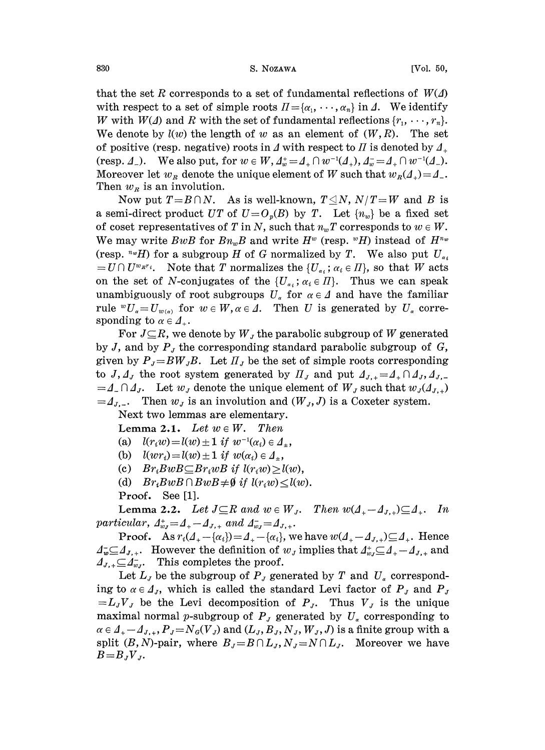that the set $R$ corresponds to a set of fundamental reflections of $W(\Delta)$ with respect to a set of simple roots $\Pi=\{\alpha_1,\cdots,\alpha_n\}$ in $\Delta$. We identify $W$ with $W(\Delta)$ and $R$ with the set of fundamental reflections $\{r_1,\cdots,r_n\}$. We denote by $l(w)$ the length of $w$ as an element of $(W,R)$. The set of positive (resp. negative) roots in $\Delta$ with respect to $\Pi$ is denoted by $\Delta_+$ (resp. $\Delta_-$). We also put, for $w\in W$, $\Delta_w^+=\Delta_+\cap w^{-1}(\Delta_+)$, $\Delta_w^-=\Delta_+\cap w^{-1}(\Delta_-)$. Moreover let $w_R$ denote the unique element of $W$ such that $w_R(\Delta_+)=\Delta_-$. Then $w_R$ is an involution.

Now put $T=B\cap N$. As is well-known, $T\trianglelefteq N$, $N/T=W$ and $B$ is a semi-direct product $UT$ of $U=O_p(B)$ by $T$. Let $\{n_w\}$ be a fixed set of coset representatives of $T$ in $N$, such that $n_wT$ corresponds to $w\in W$. We may write $BwB$ for $Bn_wB$ and write $H^w$ (resp. ${}^wH$) instead of $H^{n_w}$ (resp. ${}^{n_w}H$) for a subgroup $H$ of $G$ normalized by $T$. We also put $U_{\alpha_i}=U\cap U^{w_Rr_i}$. Note that $T$ normalizes the $\{U_{\alpha_i};\alpha_i\in\Pi\}$, so that $W$ acts on the set of $N$-conjugates of the $\{U_{\alpha_i};\alpha_i\in\Pi\}$. Thus we can speak unambiguously of root subgroups $U_\alpha$ for $\alpha\in\Delta$ and have the familiar rule ${}^wU_\alpha=U_{w(\alpha)}$ for $w\in W,\alpha\in\Delta$. Then $U$ is generated by $U_\alpha$ corresponding to $\alpha\in\Delta_+$.

For $J\subseteq R$, we denote by $W_J$ the parabolic subgroup of $W$ generated by $J$, and by $P_J$ the corresponding standard parabolic subgroup of $G$, given by $P_J=BW_JB$. Let $\Pi_J$ be the set of simple roots corresponding to $J$, $\Delta_J$ the root system generated by $\Pi_J$ and put $\Delta_{J,+}=\Delta_+\cap\Delta_J$, $\Delta_{J,-}=\Delta_-\cap\Delta_J$. Let $w_J$ denote the unique element of $W_J$ such that $w_J(\Delta_{J,+})=\Delta_{J,-}$. Then $w_J$ is an involution and $(W_J,J)$ is a Coxeter system.

Next two lemmas are elementary.

**Lemma 2.1.** *Let $w\in W$. Then*

(a) $l(r_iw)=l(w)\pm 1$ *if* $w^{-1}(\alpha_i)\in\Delta_\pm$,

(b) $l(wr_i)=l(w)\pm 1$ *if* $w(\alpha_i)\in\Delta_\pm$,

(c) $Br_iBwB\subseteq Br_iwB$ *if* $l(r_iw)\geq l(w)$,

(d) $Br_iBwB\cap BwB\neq\emptyset$ *if* $l(r_iw)\leq l(w)$.

**Proof.** See [1].

**Lemma 2.2.** *Let $J\subseteq R$ and $w\in W_J$. Then $w(\Delta_+-\Delta_{J,+})\subseteq\Delta_+$. In particular, $\Delta_{w_J}^+=\Delta_+-\Delta_{J,+}$ and $\Delta_{w_J}^-=\Delta_{J,+}$.*

**Proof.** As $r_i(\Delta_+-\{\alpha_i\})=\Delta_+-\{\alpha_i\}$, we have $w(\Delta_+-\Delta_{J,+})\subseteq\Delta_+$. Hence $\Delta_w^-\subseteq\Delta_{J,+}$. However the definition of $w_J$ implies that $\Delta_{w_J}^+\subseteq\Delta_+-\Delta_{J,+}$ and $\Delta_{J,+}\subseteq\Delta_{w_J}^-$. This completes the proof.

Let $L_J$ be the subgroup of $P_J$ generated by $T$ and $U_\alpha$ corresponding to $\alpha\in\Delta_J$, which is called the standard Levi factor of $P_J$ and $P_J=L_JV_J$ be the Levi decomposition of $P_J$. Thus $V_J$ is the unique maximal normal $p$-subgroup of $P_J$ generated by $U_\alpha$ corresponding to $\alpha\in\Delta_+-\Delta_{J,+}$, $P_J=N_G(V_J)$ and $(L_J,B_J,N_J,W_J,J)$ is a finite group with a split $(B,N)$-pair, where $B_J=B\cap L_J$, $N_J=N\cap L_J$. Moreover we have $B=B_JV_J$.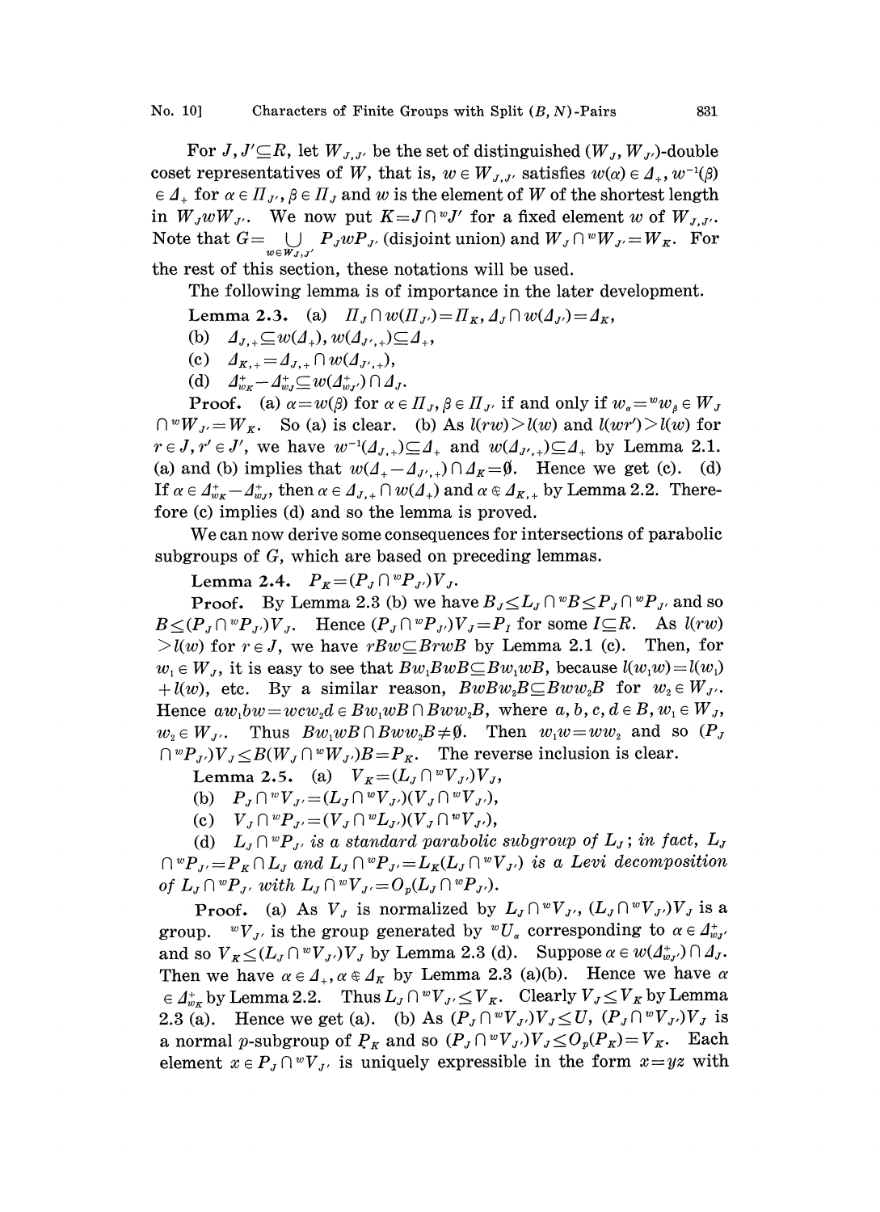For $J, J' \subseteq R$, let $W_{J,J'}$ be the set of distinguished $(W_J, W_{J'})$-double coset representatives of $W$, that is, $w \in W_{J,J'}$ satisfies $w(\alpha) \in \Delta_+$, $w^{-1}(\beta) \in \Delta_+$ for $\alpha \in \Pi_{J'}$, $\beta \in \Pi_J$ and $w$ is the element of $W$ of the shortest length in $W_J w W_{J'}$. We now put $K = J \cap {}^w J'$ for a fixed element $w$ of $W_{J,J'}$. Note that $G = \bigcup_{w \in W_{J,J'}} P_J w P_{J'}$ (disjoint union) and $W_J \cap {}^w W_{J'} = W_K$. For the rest of this section, these notations will be used.

The following lemma is of importance in the later development.

**Lemma 2.3.** (a) $\Pi_J \cap w(\Pi_{J'}) = \Pi_K$, $\Delta_J \cap w(\Delta_{J'}) = \Delta_K$,

(b) $\Delta_{J,+} \subseteq w(\Delta_+)$, $w(\Delta_{J',+}) \subseteq \Delta_+$,

(c) $\Delta_{K,+} = \Delta_{J,+} \cap w(\Delta_{J',+})$,

(d) $\Delta^+_{w_K} - \Delta^+_{w_J} \subseteq w(\Delta^+_{w_{J'}}) \cap \Delta_J$.

**Proof.** (a) $\alpha = w(\beta)$ for $\alpha \in \Pi_J$, $\beta \in \Pi_{J'}$ if and only if $w_\alpha = {}^w w_\beta \in W_J \cap {}^w W_{J'} = W_K$. So (a) is clear. (b) As $l(rw) > l(w)$ and $l(wr') > l(w)$ for $r \in J$, $r' \in J'$, we have $w^{-1}(\Delta_{J,+}) \subseteq \Delta_+$ and $w(\Delta_{J',+}) \subseteq \Delta_+$ by Lemma 2.1. (a) and (b) implies that $w(\Delta_+ - \Delta_{J',+}) \cap \Delta_K = \emptyset$. Hence we get (c). (d) If $\alpha \in \Delta^+_{w_K} - \Delta^+_{w_J}$, then $\alpha \in \Delta_{J,+} \cap w(\Delta_+)$ and $\alpha \notin \Delta_{K,+}$ by Lemma 2.2. Therefore (c) implies (d) and so the lemma is proved.

We can now derive some consequences for intersections of parabolic subgroups of $G$, which are based on preceding lemmas.

**Lemma 2.4.** $P_K = (P_J \cap {}^w P_{J'}) V_J$.

**Proof.** By Lemma 2.3 (b) we have $B_J \leq L_J \cap {}^w B \leq P_J \cap {}^w P_{J'}$ and so $B \leq (P_J \cap {}^w P_{J'}) V_J$. Hence $(P_J \cap {}^w P_{J'}) V_J = P_I$ for some $I \subseteq R$. As $l(rw) > l(w)$ for $r \in J$, we have $rBw \subseteq BrwB$ by Lemma 2.1 (c). Then, for $w_1 \in W_J$, it is easy to see that $Bw_1BwB \subseteq Bw_1wB$, because $l(w_1w) = l(w_1) + l(w)$, etc. By a similar reason, $BwBw_2B \subseteq Bww_2B$ for $w_2 \in W_{J'}$. Hence $aw_1bw = wcw_2d \in Bw_1wB \cap Bww_2B$, where $a, b, c, d \in B$, $w_1 \in W_J$, $w_2 \in W_{J'}$. Thus $Bw_1wB \cap Bww_2B \neq \emptyset$. Then $w_1w = ww_2$ and so $(P_J \cap {}^w P_{J'}) V_J \leq B(W_J \cap {}^w W_{J'})B = P_K$. The reverse inclusion is clear.

**Lemma 2.5.** (a) $V_K = (L_J \cap {}^w V_{J'}) V_J$,

(b) $P_J \cap {}^w V_{J'} = (L_J \cap {}^w V_{J'})(V_J \cap {}^w V_{J'})$,

(c) $V_J \cap {}^w P_{J'} = (V_J \cap {}^w L_{J'})(V_J \cap {}^w V_{J'})$,

(d) *$L_J \cap {}^w P_{J'}$ is a standard parabolic subgroup of $L_J$; in fact, $L_J \cap {}^w P_{J'} = P_K \cap L_J$ and $L_J \cap {}^w P_{J'} = L_K(L_J \cap {}^w V_{J'})$ is a Levi decomposition of $L_J \cap {}^w P_{J'}$ with $L_J \cap {}^w V_{J'} = O_p(L_J \cap {}^w P_{J'})$.*

**Proof.** (a) As $V_J$ is normalized by $L_J \cap {}^w V_{J'}$, $(L_J \cap {}^w V_{J'}) V_J$ is a group. ${}^w V_{J'}$ is the group generated by ${}^w U_\alpha$ corresponding to $\alpha \in \Delta^+_{w_{J'}}$ and so $V_K \leq (L_J \cap {}^w V_{J'}) V_J$ by Lemma 2.3 (d). Suppose $\alpha \in w(\Delta^+_{w_{J'}}) \cap \Delta_J$. Then we have $\alpha \in \Delta_+$, $\alpha \notin \Delta_K$ by Lemma 2.3 (a)(b). Hence we have $\alpha \in \Delta^+_{w_K}$ by Lemma 2.2. Thus $L_J \cap {}^w V_{J'} \leq V_K$. Clearly $V_J \leq V_K$ by Lemma 2.3 (a). Hence we get (a). (b) As $(P_J \cap {}^w V_{J'}) V_J \leq U$, $(P_J \cap {}^w V_{J'}) V_J$ is a normal $p$-subgroup of $P_K$ and so $(P_J \cap {}^w V_{J'}) V_J \leq O_p(P_K) = V_K$. Each element $x \in P_J \cap {}^w V_{J'}$ is uniquely expressible in the form $x = yz$ with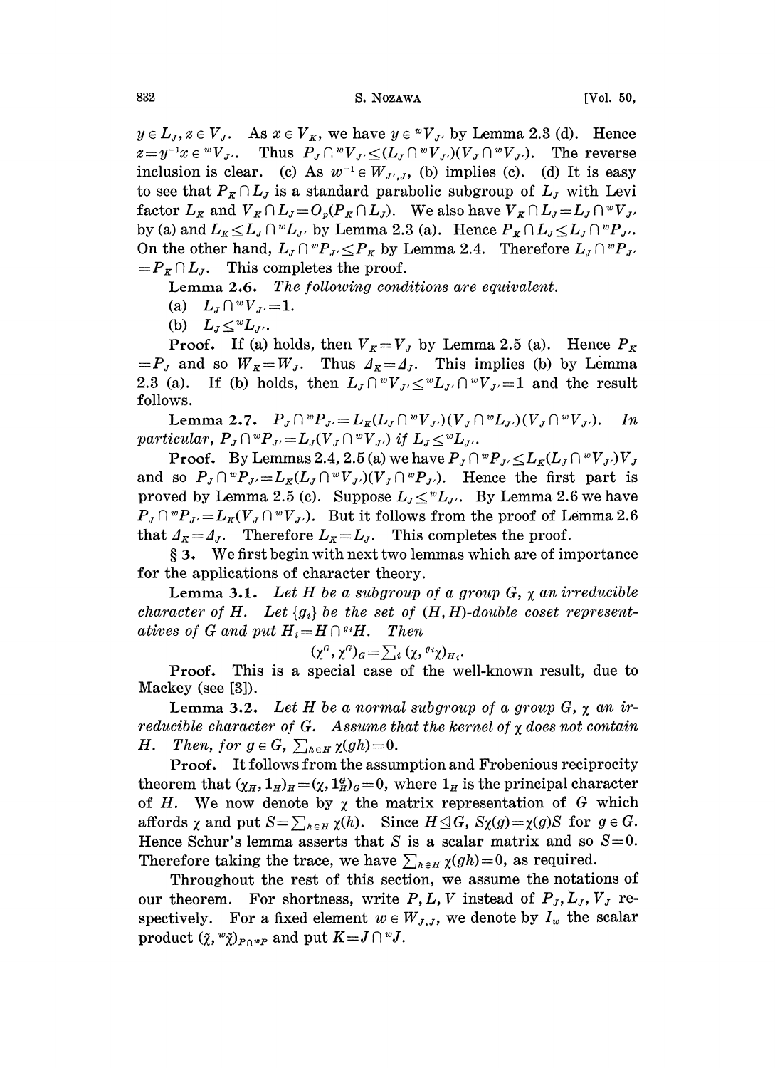$y \in L_J, z \in V_J$. As $x \in V_K$, we have $y \in {}^wV_{J'}$ by Lemma 2.3 (d). Hence $z = y^{-1}x \in {}^wV_{J'}$. Thus $P_J \cap {}^wV_{J'} \leq (L_J \cap {}^wV_{J'})(V_J \cap {}^wV_{J'})$. The reverse inclusion is clear. (c) As $w^{-1} \in W_{J',J}$, (b) implies (c). (d) It is easy to see that $P_K \cap L_J$ is a standard parabolic subgroup of $L_J$ with Levi factor $L_K$ and $V_K \cap L_J = O_p(P_K \cap L_J)$. We also have $V_K \cap L_J = L_J \cap {}^wV_{J'}$ by (a) and $L_K \leq L_J \cap {}^wL_{J'}$ by Lemma 2.3 (a). Hence $P_K \cap L_J \leq L_J \cap {}^wP_{J'}$. On the other hand, $L_J \cap {}^wP_{J'} \leq P_K$ by Lemma 2.4. Therefore $L_J \cap {}^wP_{J'} = P_K \cap L_J$. This completes the proof.

**Lemma 2.6.** *The following conditions are equivalent.*

(a) $L_J \cap {}^wV_{J'} = 1$.

(b) $L_J \leq {}^wL_{J'}$.

**Proof.** If (a) holds, then $V_K = V_J$ by Lemma 2.5 (a). Hence $P_K = P_J$ and so $W_K = W_J$. Thus $\Delta_K = \Delta_J$. This implies (b) by Lemma 2.3 (a). If (b) holds, then $L_J \cap {}^wV_{J'} \leq {}^wL_{J'} \cap {}^wV_{J'} = 1$ and the result follows.

**Lemma 2.7.** $P_J \cap {}^wP_{J'} = L_K(L_J \cap {}^wV_{J'})(V_J \cap {}^wL_{J'})(V_J \cap {}^wV_{J'})$. *In particular,* $P_J \cap {}^wP_{J'} = L_J(V_J \cap {}^wV_{J'})$ *if* $L_J \leq {}^wL_{J'}$.

**Proof.** By Lemmas 2.4, 2.5 (a) we have $P_J \cap {}^wP_{J'} \leq L_K(L_J \cap {}^wV_{J'})V_J$ and so $P_J \cap {}^wP_{J'} = L_K(L_J \cap {}^wV_{J'})(V_J \cap {}^wP_{J'})$. Hence the first part is proved by Lemma 2.5 (c). Suppose $L_J \leq {}^wL_{J'}$. By Lemma 2.6 we have $P_J \cap {}^wP_{J'} = L_K(V_J \cap {}^wV_{J'})$. But it follows from the proof of Lemma 2.6 that $\Delta_K = \Delta_J$. Therefore $L_K = L_J$. This completes the proof.

**§ 3.** We first begin with next two lemmas which are of importance for the applications of character theory.

**Lemma 3.1.** *Let $H$ be a subgroup of a group $G$, $\chi$ an irreducible character of $H$. Let $\{g_i\}$ be the set of $(H, H)$-double coset representatives of $G$ and put $H_i = H \cap {}^{g_i}H$. Then*

$$(\chi^G, \chi^G)_G = \sum_i (\chi, {}^{g_i}\chi)_{H_i}.$$

**Proof.** This is a special case of the well-known result, due to Mackey (see [3]).

**Lemma 3.2.** *Let $H$ be a normal subgroup of a group $G$, $\chi$ an irreducible character of $G$. Assume that the kernel of $\chi$ does not contain $H$. Then, for $g \in G$, $\sum_{h \in H} \chi(gh) = 0$.*

**Proof.** It follows from the assumption and Frobenious reciprocity theorem that $(\chi_H, 1_H)_H = (\chi, 1_H^G)_G = 0$, where $1_H$ is the principal character of $H$. We now denote by $\chi$ the matrix representation of $G$ which affords $\chi$ and put $S = \sum_{h \in H} \chi(h)$. Since $H \trianglelefteq G$, $S\chi(g) = \chi(g)S$ for $g \in G$. Hence Schur's lemma asserts that $S$ is a scalar matrix and so $S = 0$. Therefore taking the trace, we have $\sum_{h \in H} \chi(gh) = 0$, as required.

Throughout the rest of this section, we assume the notations of our theorem. For shortness, write $P, L, V$ instead of $P_J, L_J, V_J$ respectively. For a fixed element $w \in W_{J,J}$, we denote by $I_w$ the scalar product $(\tilde{\chi}, {}^w\tilde{\chi})_{P \cap {}^wP}$ and put $K = J \cap {}^wJ$.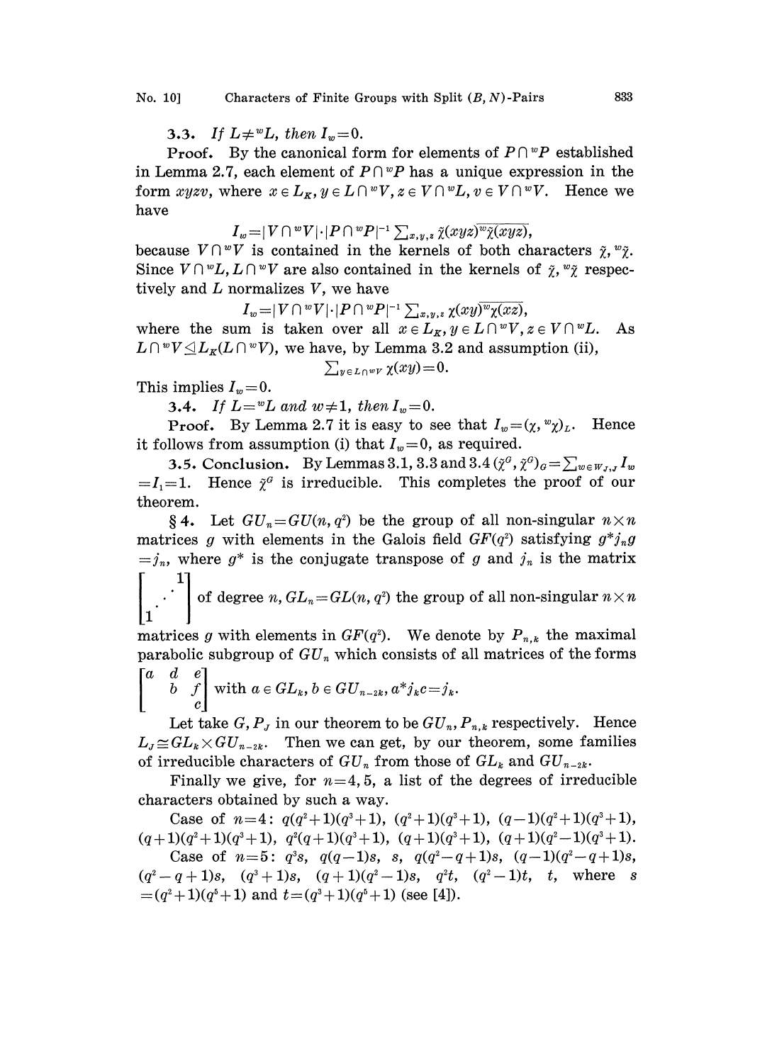**3.3.** *If $L \neq {}^wL$, then $I_w = 0$.*

**Proof.** By the canonical form for elements of $P \cap {}^wP$ established in Lemma 2.7, each element of $P \cap {}^wP$ has a unique expression in the form $xyzv$, where $x \in L_K, y \in L \cap {}^wV, z \in V \cap {}^wL, v \in V \cap {}^wV$. Hence we have

$$I_w = |V \cap {}^wV| \cdot |P \cap {}^wP|^{-1} \sum_{x,y,z} \tilde{\chi}(xyz)\overline{{}^w\tilde{\chi}(xyz)},$$

because $V \cap {}^wV$ is contained in the kernels of both characters $\tilde{\chi}, {}^w\tilde{\chi}$. Since $V \cap {}^wL, L \cap {}^wV$ are also contained in the kernels of $\tilde{\chi}, {}^w\tilde{\chi}$ respectively and $L$ normalizes $V$, we have

$$I_w = |V \cap {}^wV| \cdot |P \cap {}^wP|^{-1} \sum_{x,y,z} \chi(xy)\overline{{}^w\chi(xz)},$$

where the sum is taken over all $x \in L_K, y \in L \cap {}^wV, z \in V \cap {}^wL$. As $L \cap {}^wV \trianglelefteq L_K(L \cap {}^wV)$, we have, by Lemma 3.2 and assumption (ii),

$$\sum_{y \in L \cap {}^wV} \chi(xy) = 0.$$

This implies $I_w = 0$.

**3.4.** *If $L = {}^wL$ and $w \neq 1$, then $I_w = 0$.*

**Proof.** By Lemma 2.7 it is easy to see that $I_w = (\chi, {}^w\chi)_L$. Hence it follows from assumption (i) that $I_w = 0$, as required.

**3.5. Conclusion.** By Lemmas 3.1, 3.3 and 3.4 $(\tilde{\chi}^G, \tilde{\chi}^G)_G = \sum_{w \in W_{J,J}} I_w = I_1 = 1$. Hence $\tilde{\chi}^G$ is irreducible. This completes the proof of our theorem.

**§ 4.** Let $GU_n = GU(n, q^2)$ be the group of all non-singular $n \times n$ matrices $g$ with elements in the Galois field $GF(q^2)$ satisfying $g^* j_n g = j_n$, where $g^*$ is the conjugate transpose of $g$ and $j_n$ is the matrix $\begin{bmatrix} & & 1 \\ & \cdot^{\cdot^{\cdot}} & \\ 1 & & \end{bmatrix}$ of degree $n$, $GL_n = GL(n, q^2)$ the group of all non-singular $n \times n$ matrices $g$ with elements in $GF(q^2)$. We denote by $P_{n,k}$ the maximal parabolic subgroup of $GU_n$ which consists of all matrices of the forms $\begin{bmatrix} a & d & e \\ & b & f \\ & & c \end{bmatrix}$ with $a \in GL_k, b \in GU_{n-2k}, a^* j_k c = j_k$.

Let take $G, P_J$ in our theorem to be $GU_n, P_{n,k}$ respectively. Hence $L_J \cong GL_k \times GU_{n-2k}$. Then we can get, by our theorem, some families of irreducible characters of $GU_n$ from those of $GL_k$ and $GU_{n-2k}$.

Finally we give, for $n = 4, 5$, a list of the degrees of irreducible characters obtained by such a way.

Case of $n=4$: $q(q^2+1)(q^3+1)$, $(q^2+1)(q^3+1)$, $(q-1)(q^2+1)(q^3+1)$, $(q+1)(q^2+1)(q^3+1)$, $q^2(q+1)(q^3+1)$, $(q+1)(q^3+1)$, $(q+1)(q^2-1)(q^3+1)$.

Case of $n=5$: $q^3s$, $q(q-1)s$, $s$, $q(q^2-q+1)s$, $(q-1)(q^2-q+1)s$, $(q^2-q+1)s$, $(q^3+1)s$, $(q+1)(q^2-1)s$, $q^2t$, $(q^2-1)t$, $t$, where $s = (q^2+1)(q^5+1)$ and $t = (q^3+1)(q^5+1)$ (see [4]).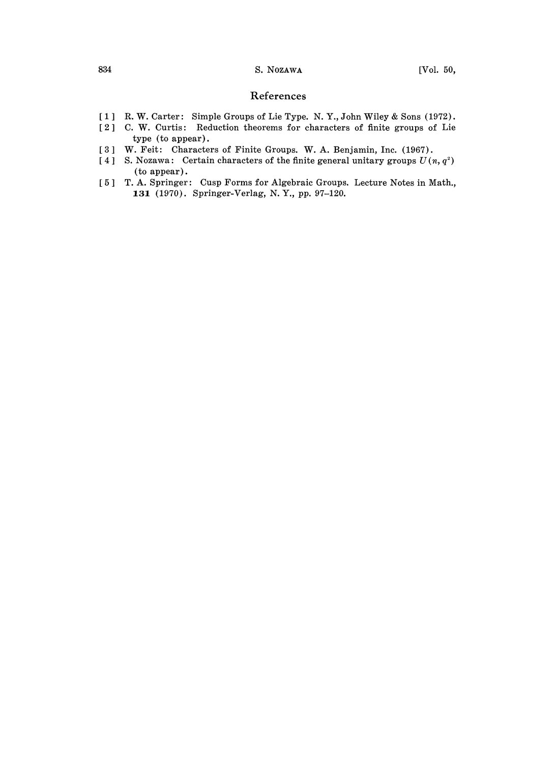## References

[1] R. W. Carter: Simple Groups of Lie Type. N. Y., John Wiley & Sons (1972).

[2] C. W. Curtis: Reduction theorems for characters of finite groups of Lie type (to appear).

[3] W. Feit: Characters of Finite Groups. W. A. Benjamin, Inc. (1967).

[4] S. Nozawa: Certain characters of the finite general unitary groups $U(n, q^2)$ (to appear).

[5] T. A. Springer: Cusp Forms for Algebraic Groups. Lecture Notes in Math., **131** (1970). Springer-Verlag, N. Y., pp. 97–120.